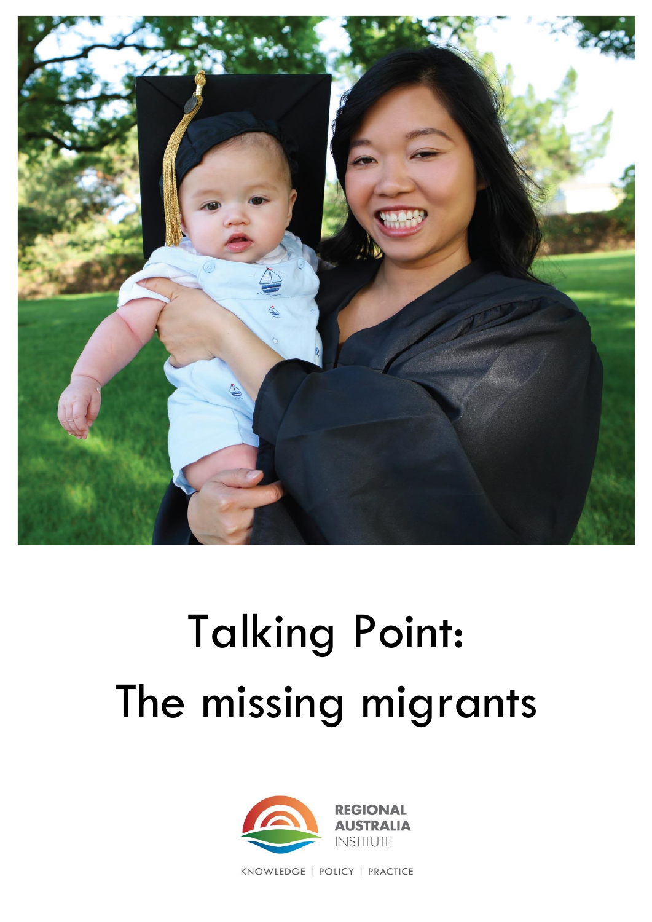# Talking Point:
# The missing migrants

REGIONAL
AUSTRALIA
INSTITUTE

KNOWLEDGE | POLICY | PRACTICE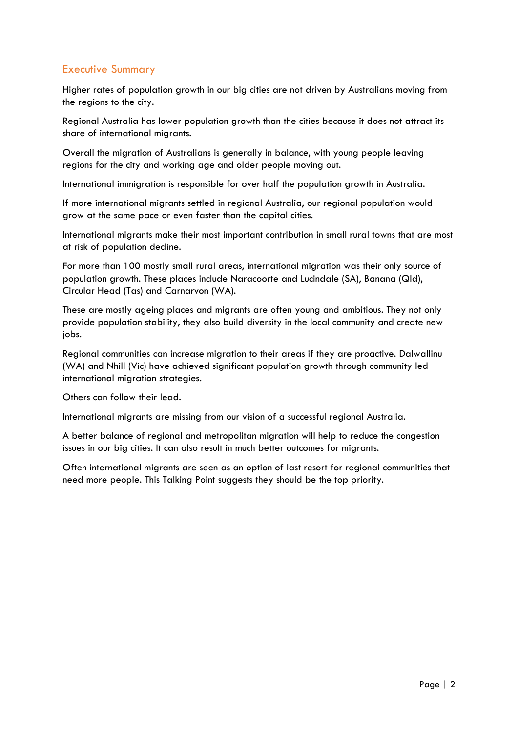## Executive Summary

Higher rates of population growth in our big cities are not driven by Australians moving from the regions to the city.

Regional Australia has lower population growth than the cities because it does not attract its share of international migrants.

Overall the migration of Australians is generally in balance, with young people leaving regions for the city and working age and older people moving out.

International immigration is responsible for over half the population growth in Australia.

If more international migrants settled in regional Australia, our regional population would grow at the same pace or even faster than the capital cities.

International migrants make their most important contribution in small rural towns that are most at risk of population decline.

For more than 100 mostly small rural areas, international migration was their only source of population growth. These places include Naracoorte and Lucindale (SA), Banana (Qld), Circular Head (Tas) and Carnarvon (WA).

These are mostly ageing places and migrants are often young and ambitious. They not only provide population stability, they also build diversity in the local community and create new jobs.

Regional communities can increase migration to their areas if they are proactive. Dalwallinu (WA) and Nhill (Vic) have achieved significant population growth through community led international migration strategies.

Others can follow their lead.

International migrants are missing from our vision of a successful regional Australia.

A better balance of regional and metropolitan migration will help to reduce the congestion issues in our big cities. It can also result in much better outcomes for migrants.

Often international migrants are seen as an option of last resort for regional communities that need more people. This Talking Point suggests they should be the top priority.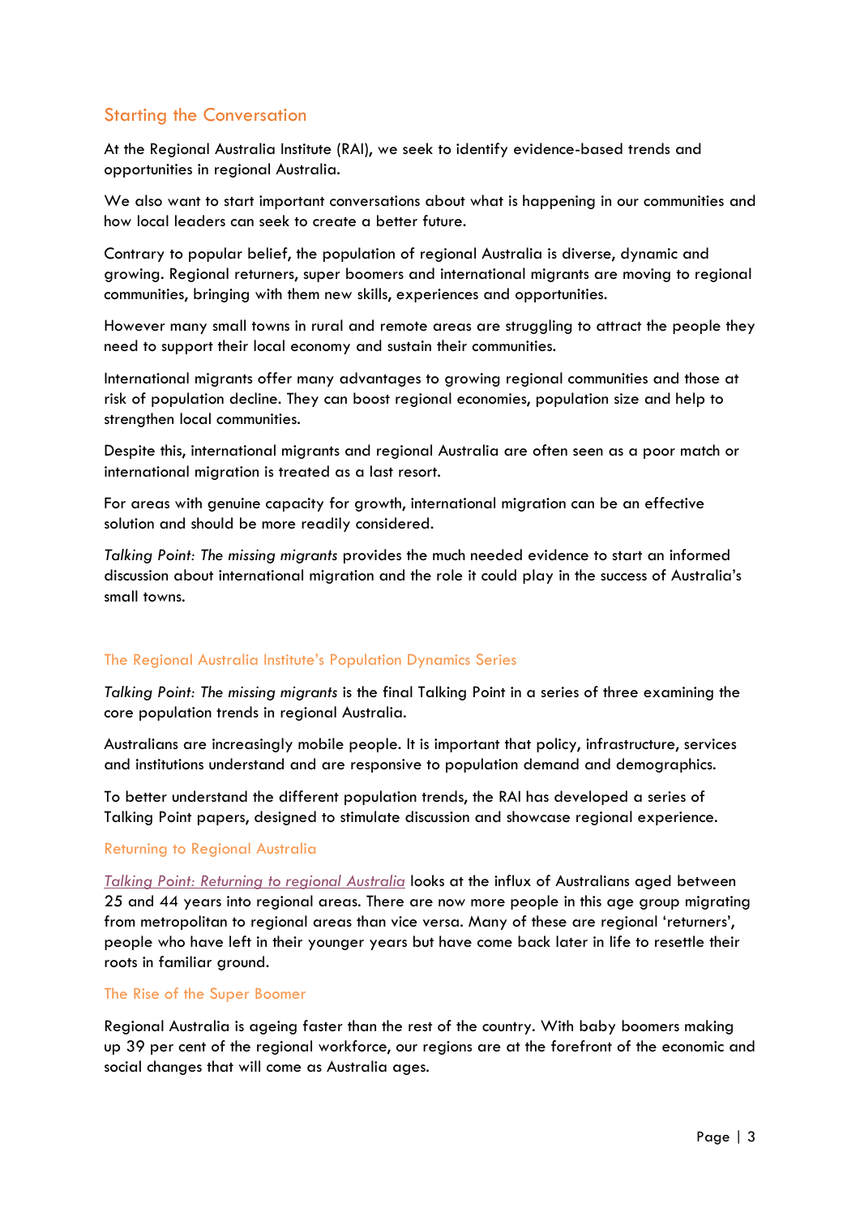## Starting the Conversation

At the Regional Australia Institute (RAI), we seek to identify evidence-based trends and opportunities in regional Australia.

We also want to start important conversations about what is happening in our communities and how local leaders can seek to create a better future.

Contrary to popular belief, the population of regional Australia is diverse, dynamic and growing. Regional returners, super boomers and international migrants are moving to regional communities, bringing with them new skills, experiences and opportunities.

However many small towns in rural and remote areas are struggling to attract the people they need to support their local economy and sustain their communities.

International migrants offer many advantages to growing regional communities and those at risk of population decline. They can boost regional economies, population size and help to strengthen local communities.

Despite this, international migrants and regional Australia are often seen as a poor match or international migration is treated as a last resort.

For areas with genuine capacity for growth, international migration can be an effective solution and should be more readily considered.

*Talking Point: The missing migrants* provides the much needed evidence to start an informed discussion about international migration and the role it could play in the success of Australia's small towns.

### The Regional Australia Institute's Population Dynamics Series

*Talking Point: The missing migrants* is the final Talking Point in a series of three examining the core population trends in regional Australia.

Australians are increasingly mobile people. It is important that policy, infrastructure, services and institutions understand and are responsive to population demand and demographics.

To better understand the different population trends, the RAI has developed a series of Talking Point papers, designed to stimulate discussion and showcase regional experience.

#### Returning to Regional Australia

*Talking Point: Returning to regional Australia* looks at the influx of Australians aged between 25 and 44 years into regional areas. There are now more people in this age group migrating from metropolitan to regional areas than vice versa. Many of these are regional 'returners', people who have left in their younger years but have come back later in life to resettle their roots in familiar ground.

#### The Rise of the Super Boomer

Regional Australia is ageing faster than the rest of the country. With baby boomers making up 39 per cent of the regional workforce, our regions are at the forefront of the economic and social changes that will come as Australia ages.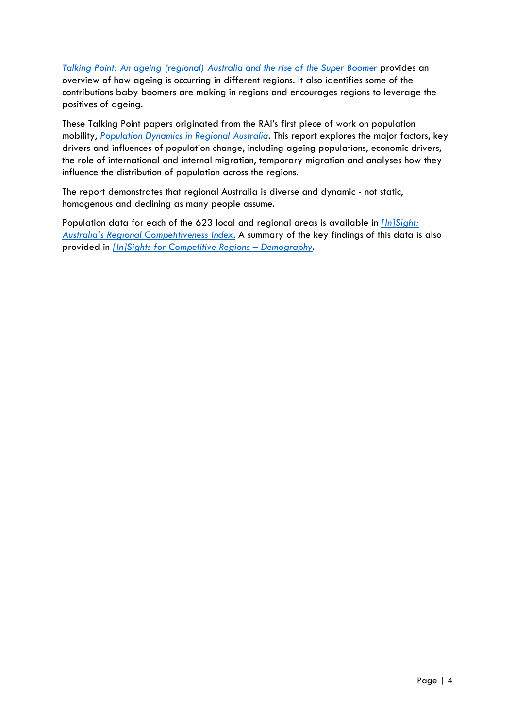*Talking Point: An ageing (regional) Australia and the rise of the Super Boomer* provides an overview of how ageing is occurring in different regions. It also identifies some of the contributions baby boomers are making in regions and encourages regions to leverage the positives of ageing.

These Talking Point papers originated from the RAI's first piece of work on population mobility, *Population Dynamics in Regional Australia*. This report explores the major factors, key drivers and influences of population change, including ageing populations, economic drivers, the role of international and internal migration, temporary migration and analyses how they influence the distribution of population across the regions.

The report demonstrates that regional Australia is diverse and dynamic - not static, homogenous and declining as many people assume.

Population data for each of the 623 local and regional areas is available in *[In]Sight: Australia's Regional Competitiveness Index*. A summary of the key findings of this data is also provided in *[In]Sights for Competitive Regions – Demography*.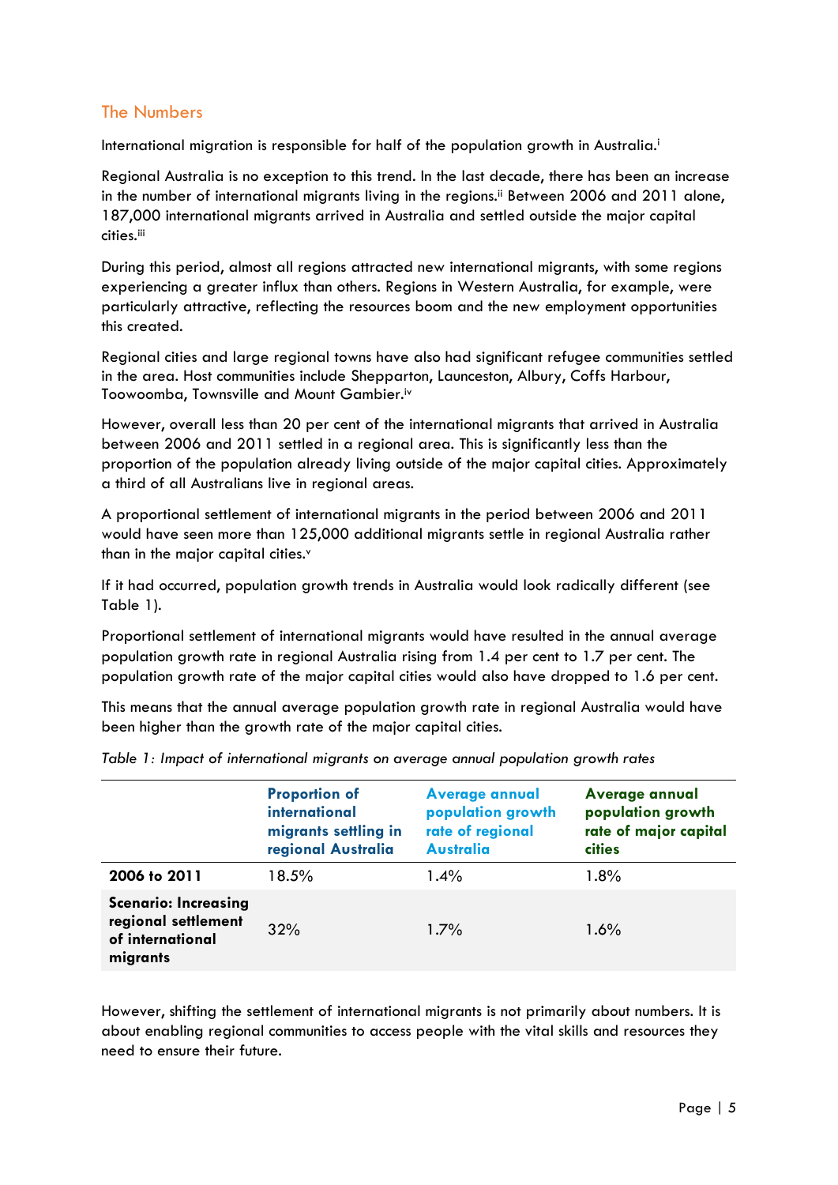## The Numbers

International migration is responsible for half of the population growth in Australia.[i]

Regional Australia is no exception to this trend. In the last decade, there has been an increase in the number of international migrants living in the regions.[ii] Between 2006 and 2011 alone, 187,000 international migrants arrived in Australia and settled outside the major capital cities.[iii]

During this period, almost all regions attracted new international migrants, with some regions experiencing a greater influx than others. Regions in Western Australia, for example, were particularly attractive, reflecting the resources boom and the new employment opportunities this created.

Regional cities and large regional towns have also had significant refugee communities settled in the area. Host communities include Shepparton, Launceston, Albury, Coffs Harbour, Toowoomba, Townsville and Mount Gambier.[iv]

However, overall less than 20 per cent of the international migrants that arrived in Australia between 2006 and 2011 settled in a regional area. This is significantly less than the proportion of the population already living outside of the major capital cities. Approximately a third of all Australians live in regional areas.

A proportional settlement of international migrants in the period between 2006 and 2011 would have seen more than 125,000 additional migrants settle in regional Australia rather than in the major capital cities.[v]

If it had occurred, population growth trends in Australia would look radically different (see Table 1).

Proportional settlement of international migrants would have resulted in the annual average population growth rate in regional Australia rising from 1.4 per cent to 1.7 per cent. The population growth rate of the major capital cities would also have dropped to 1.6 per cent.

This means that the annual average population growth rate in regional Australia would have been higher than the growth rate of the major capital cities.

*Table 1: Impact of international migrants on average annual population growth rates*

| | Proportion of international migrants settling in regional Australia | Average annual population growth rate of regional Australia | Average annual population growth rate of major capital cities |
|---|---|---|---|
| **2006 to 2011** | 18.5% | 1.4% | 1.8% |
| **Scenario: Increasing regional settlement of international migrants** | 32% | 1.7% | 1.6% |

However, shifting the settlement of international migrants is not primarily about numbers. It is about enabling regional communities to access people with the vital skills and resources they need to ensure their future.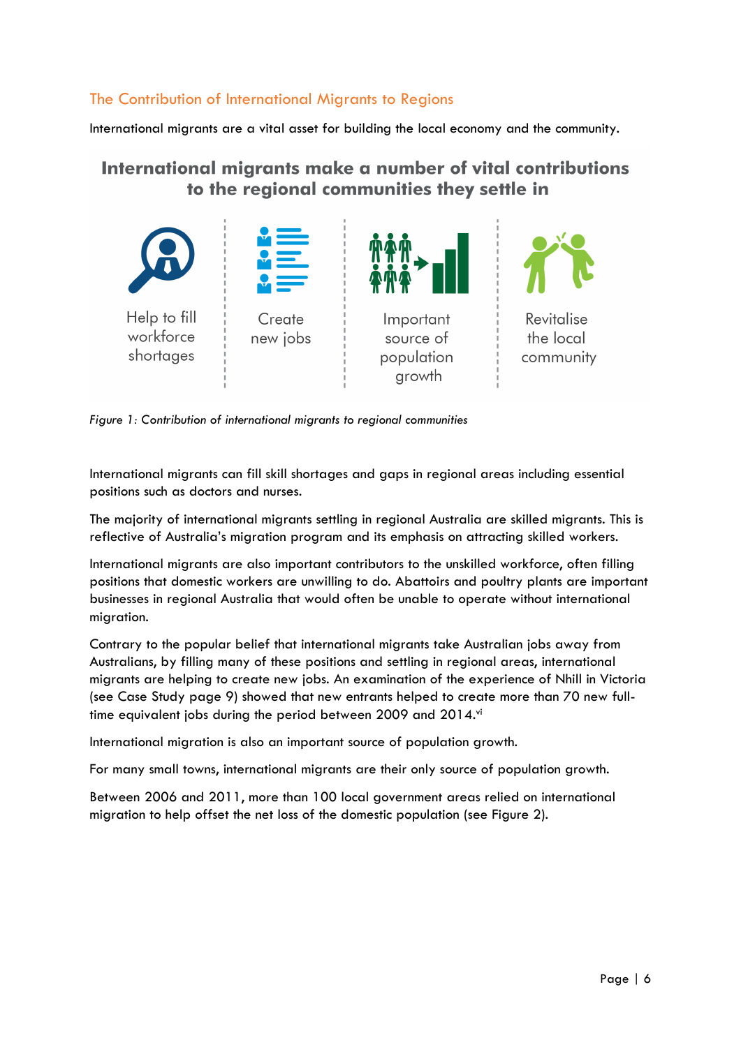## The Contribution of International Migrants to Regions

International migrants are a vital asset for building the local economy and the community.

**International migrants make a number of vital contributions to the regional communities they settle in**

Help to fill workforce shortages

Create new jobs

Important source of population growth

Revitalise the local community

*Figure 1: Contribution of international migrants to regional communities*

International migrants can fill skill shortages and gaps in regional areas including essential positions such as doctors and nurses.

The majority of international migrants settling in regional Australia are skilled migrants. This is reflective of Australia's migration program and its emphasis on attracting skilled workers.

International migrants are also important contributors to the unskilled workforce, often filling positions that domestic workers are unwilling to do. Abattoirs and poultry plants are important businesses in regional Australia that would often be unable to operate without international migration.

Contrary to the popular belief that international migrants take Australian jobs away from Australians, by filling many of these positions and settling in regional areas, international migrants are helping to create new jobs. An examination of the experience of Nhill in Victoria (see Case Study page 9) showed that new entrants helped to create more than 70 new full-time equivalent jobs during the period between 2009 and 2014.[vi]

International migration is also an important source of population growth.

For many small towns, international migrants are their only source of population growth.

Between 2006 and 2011, more than 100 local government areas relied on international migration to help offset the net loss of the domestic population (see Figure 2).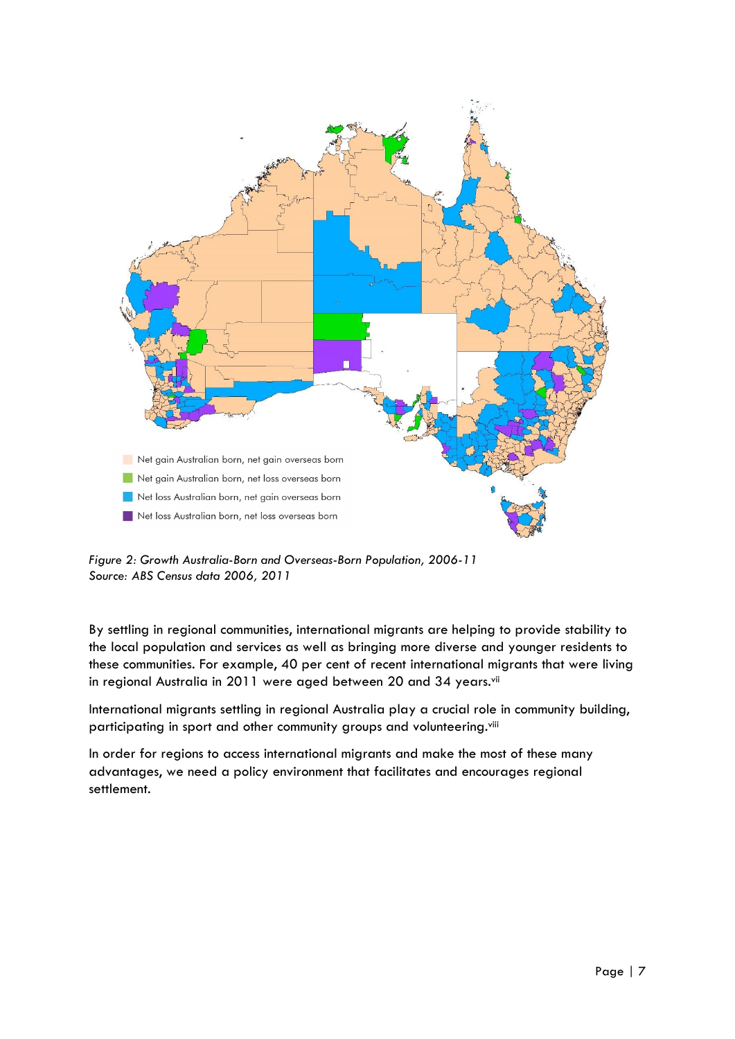Net gain Australian born, net gain overseas born

Net gain Australian born, net loss overseas born

Net loss Australian born, net gain overseas born

Net loss Australian born, net loss overseas born

*Figure 2: Growth Australia-Born and Overseas-Born Population, 2006-11*
*Source: ABS Census data 2006, 2011*

By settling in regional communities, international migrants are helping to provide stability to the local population and services as well as bringing more diverse and younger residents to these communities. For example, 40 per cent of recent international migrants that were living in regional Australia in 2011 were aged between 20 and 34 years.[vii]

International migrants settling in regional Australia play a crucial role in community building, participating in sport and other community groups and volunteering.[viii]

In order for regions to access international migrants and make the most of these many advantages, we need a policy environment that facilitates and encourages regional settlement.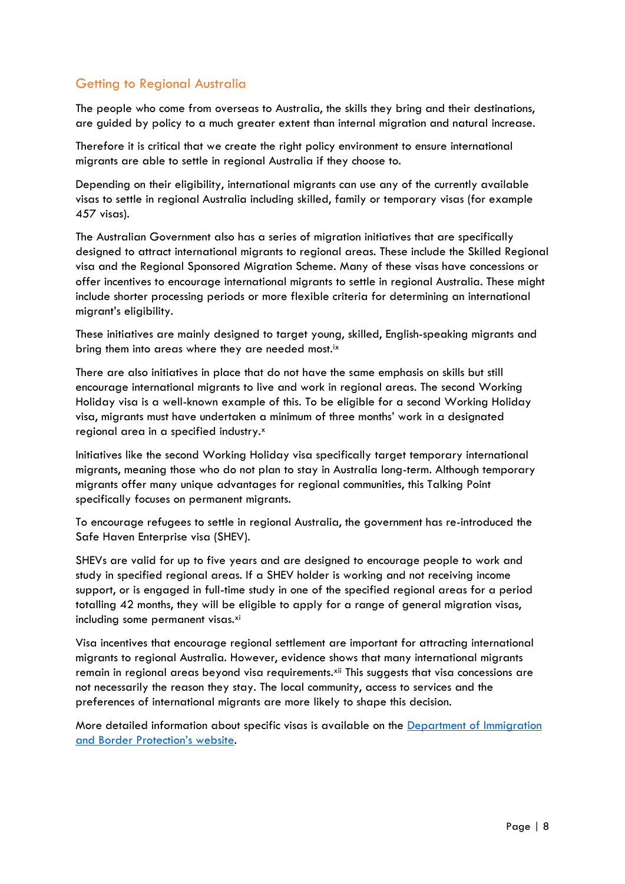## Getting to Regional Australia

The people who come from overseas to Australia, the skills they bring and their destinations, are guided by policy to a much greater extent than internal migration and natural increase.

Therefore it is critical that we create the right policy environment to ensure international migrants are able to settle in regional Australia if they choose to.

Depending on their eligibility, international migrants can use any of the currently available visas to settle in regional Australia including skilled, family or temporary visas (for example 457 visas).

The Australian Government also has a series of migration initiatives that are specifically designed to attract international migrants to regional areas. These include the Skilled Regional visa and the Regional Sponsored Migration Scheme. Many of these visas have concessions or offer incentives to encourage international migrants to settle in regional Australia. These might include shorter processing periods or more flexible criteria for determining an international migrant's eligibility.

These initiatives are mainly designed to target young, skilled, English-speaking migrants and bring them into areas where they are needed most.[ix]

There are also initiatives in place that do not have the same emphasis on skills but still encourage international migrants to live and work in regional areas. The second Working Holiday visa is a well-known example of this. To be eligible for a second Working Holiday visa, migrants must have undertaken a minimum of three months' work in a designated regional area in a specified industry.[x]

Initiatives like the second Working Holiday visa specifically target temporary international migrants, meaning those who do not plan to stay in Australia long-term. Although temporary migrants offer many unique advantages for regional communities, this Talking Point specifically focuses on permanent migrants.

To encourage refugees to settle in regional Australia, the government has re-introduced the Safe Haven Enterprise visa (SHEV).

SHEVs are valid for up to five years and are designed to encourage people to work and study in specified regional areas. If a SHEV holder is working and not receiving income support, or is engaged in full-time study in one of the specified regional areas for a period totalling 42 months, they will be eligible to apply for a range of general migration visas, including some permanent visas.[xi]

Visa incentives that encourage regional settlement are important for attracting international migrants to regional Australia. However, evidence shows that many international migrants remain in regional areas beyond visa requirements.[xii] This suggests that visa concessions are not necessarily the reason they stay. The local community, access to services and the preferences of international migrants are more likely to shape this decision.

More detailed information about specific visas is available on the Department of Immigration and Border Protection's website.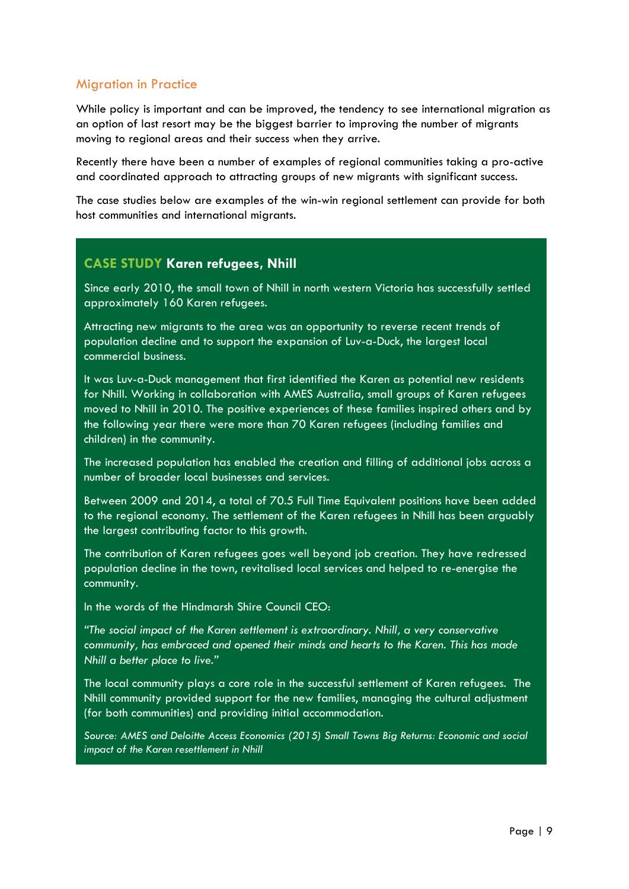## Migration in Practice

While policy is important and can be improved, the tendency to see international migration as an option of last resort may be the biggest barrier to improving the number of migrants moving to regional areas and their success when they arrive.

Recently there have been a number of examples of regional communities taking a pro-active and coordinated approach to attracting groups of new migrants with significant success.

The case studies below are examples of the win-win regional settlement can provide for both host communities and international migrants.

### CASE STUDY Karen refugees, Nhill

Since early 2010, the small town of Nhill in north western Victoria has successfully settled approximately 160 Karen refugees.

Attracting new migrants to the area was an opportunity to reverse recent trends of population decline and to support the expansion of Luv-a-Duck, the largest local commercial business.

It was Luv-a-Duck management that first identified the Karen as potential new residents for Nhill. Working in collaboration with AMES Australia, small groups of Karen refugees moved to Nhill in 2010. The positive experiences of these families inspired others and by the following year there were more than 70 Karen refugees (including families and children) in the community.

The increased population has enabled the creation and filling of additional jobs across a number of broader local businesses and services.

Between 2009 and 2014, a total of 70.5 Full Time Equivalent positions have been added to the regional economy. The settlement of the Karen refugees in Nhill has been arguably the largest contributing factor to this growth.

The contribution of Karen refugees goes well beyond job creation. They have redressed population decline in the town, revitalised local services and helped to re-energise the community.

In the words of the Hindmarsh Shire Council CEO:

*"The social impact of the Karen settlement is extraordinary. Nhill, a very conservative community, has embraced and opened their minds and hearts to the Karen. This has made Nhill a better place to live."*

The local community plays a core role in the successful settlement of Karen refugees. The Nhill community provided support for the new families, managing the cultural adjustment (for both communities) and providing initial accommodation.

*Source: AMES and Deloitte Access Economics (2015) Small Towns Big Returns: Economic and social impact of the Karen resettlement in Nhill*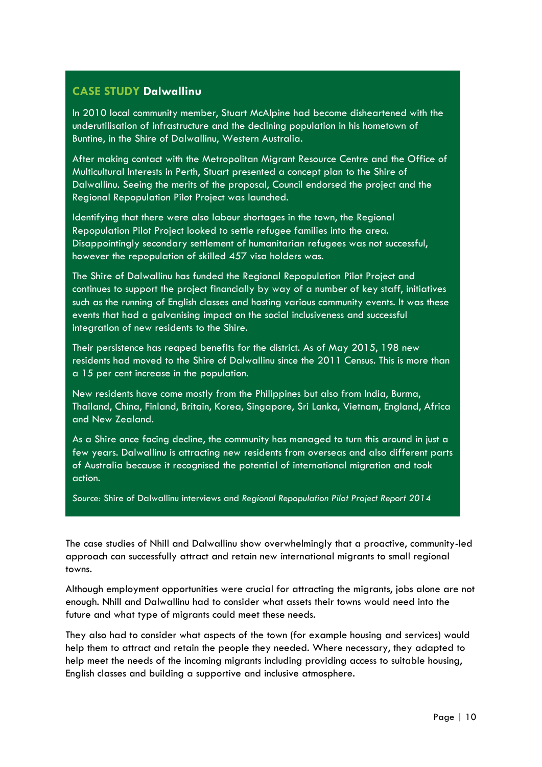### CASE STUDY **Dalwallinu**

In 2010 local community member, Stuart McAlpine had become disheartened with the underutilisation of infrastructure and the declining population in his hometown of Buntine, in the Shire of Dalwallinu, Western Australia.

After making contact with the Metropolitan Migrant Resource Centre and the Office of Multicultural Interests in Perth, Stuart presented a concept plan to the Shire of Dalwallinu. Seeing the merits of the proposal, Council endorsed the project and the Regional Repopulation Pilot Project was launched.

Identifying that there were also labour shortages in the town, the Regional Repopulation Pilot Project looked to settle refugee families into the area. Disappointingly secondary settlement of humanitarian refugees was not successful, however the repopulation of skilled 457 visa holders was.

The Shire of Dalwallinu has funded the Regional Repopulation Pilot Project and continues to support the project financially by way of a number of key staff, initiatives such as the running of English classes and hosting various community events. It was these events that had a galvanising impact on the social inclusiveness and successful integration of new residents to the Shire.

Their persistence has reaped benefits for the district. As of May 2015, 198 new residents had moved to the Shire of Dalwallinu since the 2011 Census. This is more than a 15 per cent increase in the population.

New residents have come mostly from the Philippines but also from India, Burma, Thailand, China, Finland, Britain, Korea, Singapore, Sri Lanka, Vietnam, England, Africa and New Zealand.

As a Shire once facing decline, the community has managed to turn this around in just a few years. Dalwallinu is attracting new residents from overseas and also different parts of Australia because it recognised the potential of international migration and took action.

*Source:* Shire of Dalwallinu interviews and *Regional Repopulation Pilot Project Report 2014*

The case studies of Nhill and Dalwallinu show overwhelmingly that a proactive, community-led approach can successfully attract and retain new international migrants to small regional towns.

Although employment opportunities were crucial for attracting the migrants, jobs alone are not enough. Nhill and Dalwallinu had to consider what assets their towns would need into the future and what type of migrants could meet these needs.

They also had to consider what aspects of the town (for example housing and services) would help them to attract and retain the people they needed. Where necessary, they adapted to help meet the needs of the incoming migrants including providing access to suitable housing, English classes and building a supportive and inclusive atmosphere.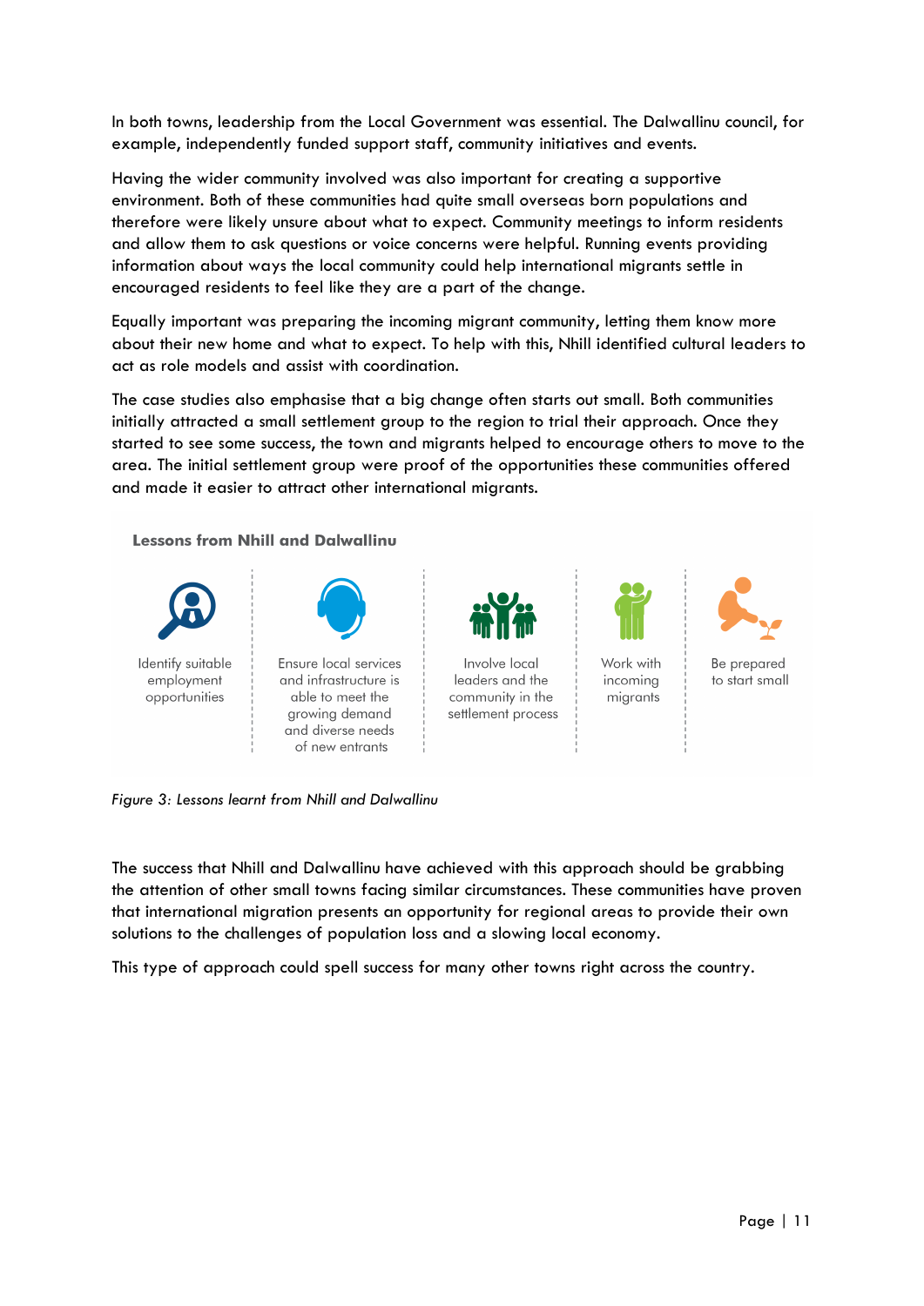In both towns, leadership from the Local Government was essential. The Dalwallinu council, for example, independently funded support staff, community initiatives and events.

Having the wider community involved was also important for creating a supportive environment. Both of these communities had quite small overseas born populations and therefore were likely unsure about what to expect. Community meetings to inform residents and allow them to ask questions or voice concerns were helpful. Running events providing information about ways the local community could help international migrants settle in encouraged residents to feel like they are a part of the change.

Equally important was preparing the incoming migrant community, letting them know more about their new home and what to expect. To help with this, Nhill identified cultural leaders to act as role models and assist with coordination.

The case studies also emphasise that a big change often starts out small. Both communities initially attracted a small settlement group to the region to trial their approach. Once they started to see some success, the town and migrants helped to encourage others to move to the area. The initial settlement group were proof of the opportunities these communities offered and made it easier to attract other international migrants.

**Lessons from Nhill and Dalwallinu**

- Identify suitable employment opportunities
- Ensure local services and infrastructure is able to meet the growing demand and diverse needs of new entrants
- Involve local leaders and the community in the settlement process
- Work with incoming migrants
- Be prepared to start small

*Figure 3: Lessons learnt from Nhill and Dalwallinu*

The success that Nhill and Dalwallinu have achieved with this approach should be grabbing the attention of other small towns facing similar circumstances. These communities have proven that international migration presents an opportunity for regional areas to provide their own solutions to the challenges of population loss and a slowing local economy.

This type of approach could spell success for many other towns right across the country.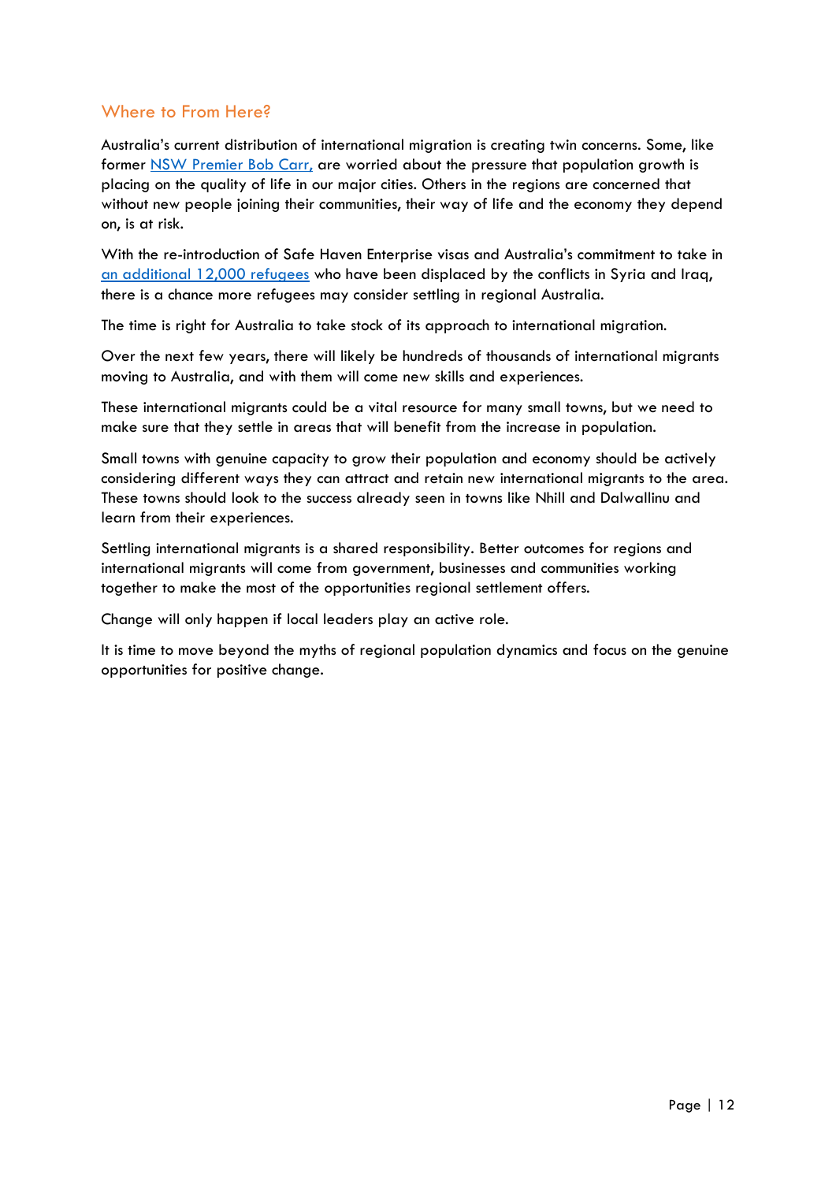## Where to From Here?

Australia's current distribution of international migration is creating twin concerns. Some, like former NSW Premier Bob Carr, are worried about the pressure that population growth is placing on the quality of life in our major cities. Others in the regions are concerned that without new people joining their communities, their way of life and the economy they depend on, is at risk.

With the re-introduction of Safe Haven Enterprise visas and Australia's commitment to take in an additional 12,000 refugees who have been displaced by the conflicts in Syria and Iraq, there is a chance more refugees may consider settling in regional Australia.

The time is right for Australia to take stock of its approach to international migration.

Over the next few years, there will likely be hundreds of thousands of international migrants moving to Australia, and with them will come new skills and experiences.

These international migrants could be a vital resource for many small towns, but we need to make sure that they settle in areas that will benefit from the increase in population.

Small towns with genuine capacity to grow their population and economy should be actively considering different ways they can attract and retain new international migrants to the area. These towns should look to the success already seen in towns like Nhill and Dalwallinu and learn from their experiences.

Settling international migrants is a shared responsibility. Better outcomes for regions and international migrants will come from government, businesses and communities working together to make the most of the opportunities regional settlement offers.

Change will only happen if local leaders play an active role.

It is time to move beyond the myths of regional population dynamics and focus on the genuine opportunities for positive change.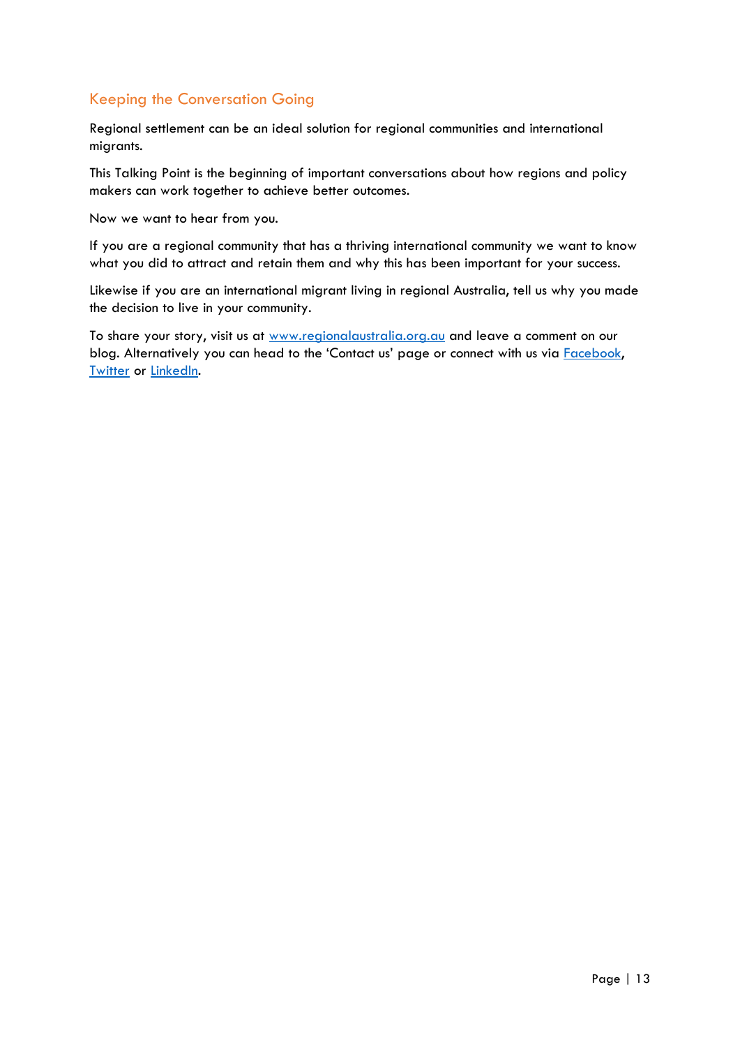## Keeping the Conversation Going

Regional settlement can be an ideal solution for regional communities and international migrants.

This Talking Point is the beginning of important conversations about how regions and policy makers can work together to achieve better outcomes.

Now we want to hear from you.

If you are a regional community that has a thriving international community we want to know what you did to attract and retain them and why this has been important for your success.

Likewise if you are an international migrant living in regional Australia, tell us why you made the decision to live in your community.

To share your story, visit us at www.regionalaustralia.org.au and leave a comment on our blog. Alternatively you can head to the 'Contact us' page or connect with us via Facebook, Twitter or LinkedIn.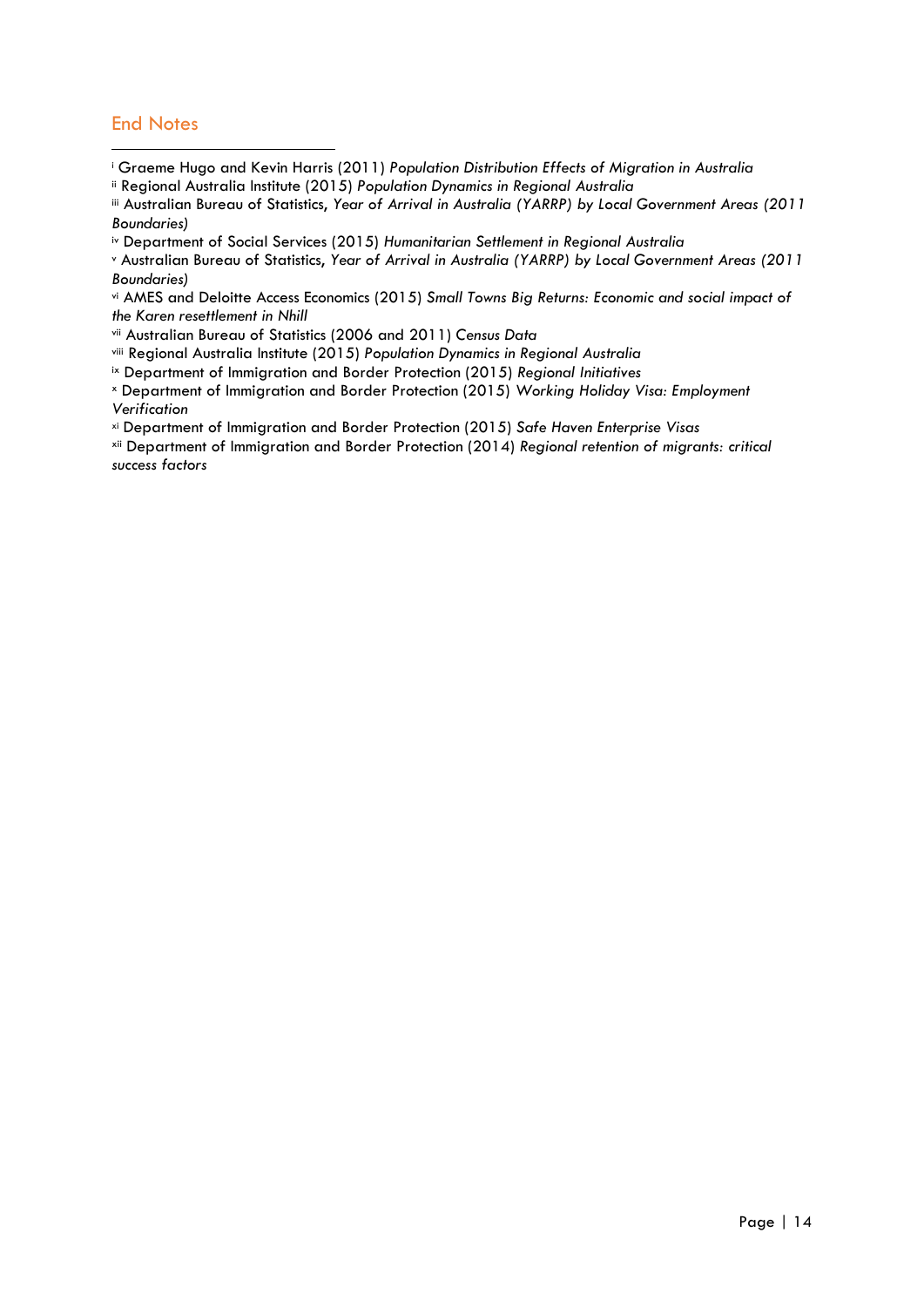## End Notes

[i] Graeme Hugo and Kevin Harris (2011) *Population Distribution Effects of Migration in Australia*

[ii] Regional Australia Institute (2015) *Population Dynamics in Regional Australia*

[iii] Australian Bureau of Statistics, *Year of Arrival in Australia (YARRP) by Local Government Areas (2011 Boundaries)*

[iv] Department of Social Services (2015) *Humanitarian Settlement in Regional Australia*

[v] Australian Bureau of Statistics, *Year of Arrival in Australia (YARRP) by Local Government Areas (2011 Boundaries)*

[vi] AMES and Deloitte Access Economics (2015) *Small Towns Big Returns: Economic and social impact of the Karen resettlement in Nhill*

[vii] Australian Bureau of Statistics (2006 and 2011) C*ensus Data*

[viii] Regional Australia Institute (2015) *Population Dynamics in Regional Australia*

[ix] Department of Immigration and Border Protection (2015) *Regional Initiatives*

[x] Department of Immigration and Border Protection (2015) *Working Holiday Visa: Employment Verification*

[xi] Department of Immigration and Border Protection (2015) *Safe Haven Enterprise Visas*

[xii] Department of Immigration and Border Protection (2014) *Regional retention of migrants: critical success factors*